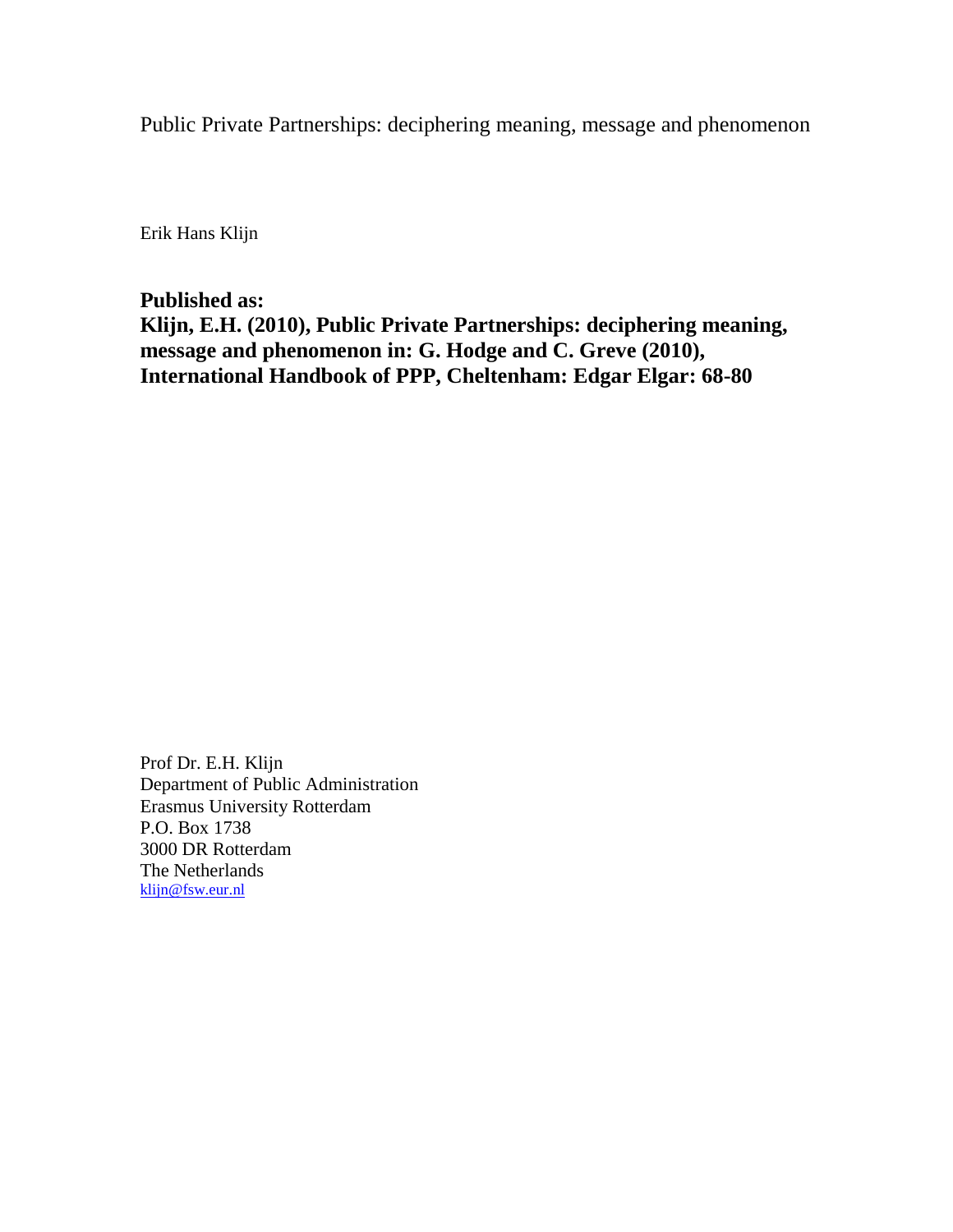# Public Private Partnerships: deciphering meaning, message and phenomenon

Erik Hans Klijn

**Published as:**
**Klijn, E.H. (2010), Public Private Partnerships: deciphering meaning, message and phenomenon in: G. Hodge and C. Greve (2010), International Handbook of PPP, Cheltenham: Edgar Elgar: 68-80**

Prof Dr. E.H. Klijn
Department of Public Administration
Erasmus University Rotterdam
P.O. Box 1738
3000 DR Rotterdam
The Netherlands
klijn@fsw.eur.nl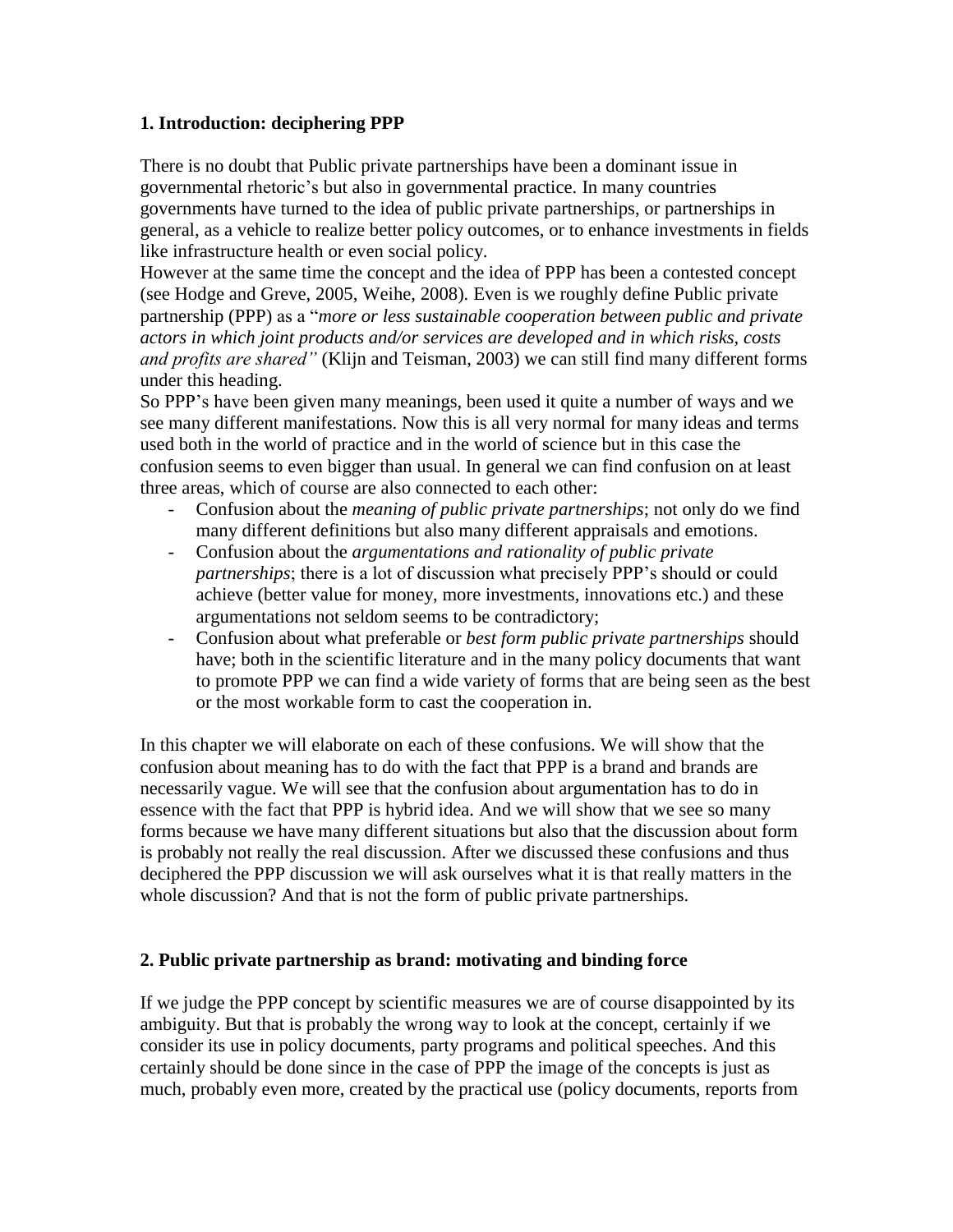## 1. Introduction: deciphering PPP

There is no doubt that Public private partnerships have been a dominant issue in governmental rhetoric's but also in governmental practice. In many countries governments have turned to the idea of public private partnerships, or partnerships in general, as a vehicle to realize better policy outcomes, or to enhance investments in fields like infrastructure health or even social policy.

However at the same time the concept and the idea of PPP has been a contested concept (see Hodge and Greve, 2005, Weihe, 2008). Even is we roughly define Public private partnership (PPP) as a "*more or less sustainable cooperation between public and private actors in which joint products and/or services are developed and in which risks, costs and profits are shared"* (Klijn and Teisman, 2003) we can still find many different forms under this heading.

So PPP's have been given many meanings, been used it quite a number of ways and we see many different manifestations. Now this is all very normal for many ideas and terms used both in the world of practice and in the world of science but in this case the confusion seems to even bigger than usual. In general we can find confusion on at least three areas, which of course are also connected to each other:

- Confusion about the *meaning of public private partnerships*; not only do we find many different definitions but also many different appraisals and emotions.
- Confusion about the *argumentations and rationality of public private partnerships*; there is a lot of discussion what precisely PPP's should or could achieve (better value for money, more investments, innovations etc.) and these argumentations not seldom seems to be contradictory;
- Confusion about what preferable or *best form public private partnerships* should have; both in the scientific literature and in the many policy documents that want to promote PPP we can find a wide variety of forms that are being seen as the best or the most workable form to cast the cooperation in.

In this chapter we will elaborate on each of these confusions. We will show that the confusion about meaning has to do with the fact that PPP is a brand and brands are necessarily vague. We will see that the confusion about argumentation has to do in essence with the fact that PPP is hybrid idea. And we will show that we see so many forms because we have many different situations but also that the discussion about form is probably not really the real discussion. After we discussed these confusions and thus deciphered the PPP discussion we will ask ourselves what it is that really matters in the whole discussion? And that is not the form of public private partnerships.

## 2. Public private partnership as brand: motivating and binding force

If we judge the PPP concept by scientific measures we are of course disappointed by its ambiguity. But that is probably the wrong way to look at the concept, certainly if we consider its use in policy documents, party programs and political speeches. And this certainly should be done since in the case of PPP the image of the concepts is just as much, probably even more, created by the practical use (policy documents, reports from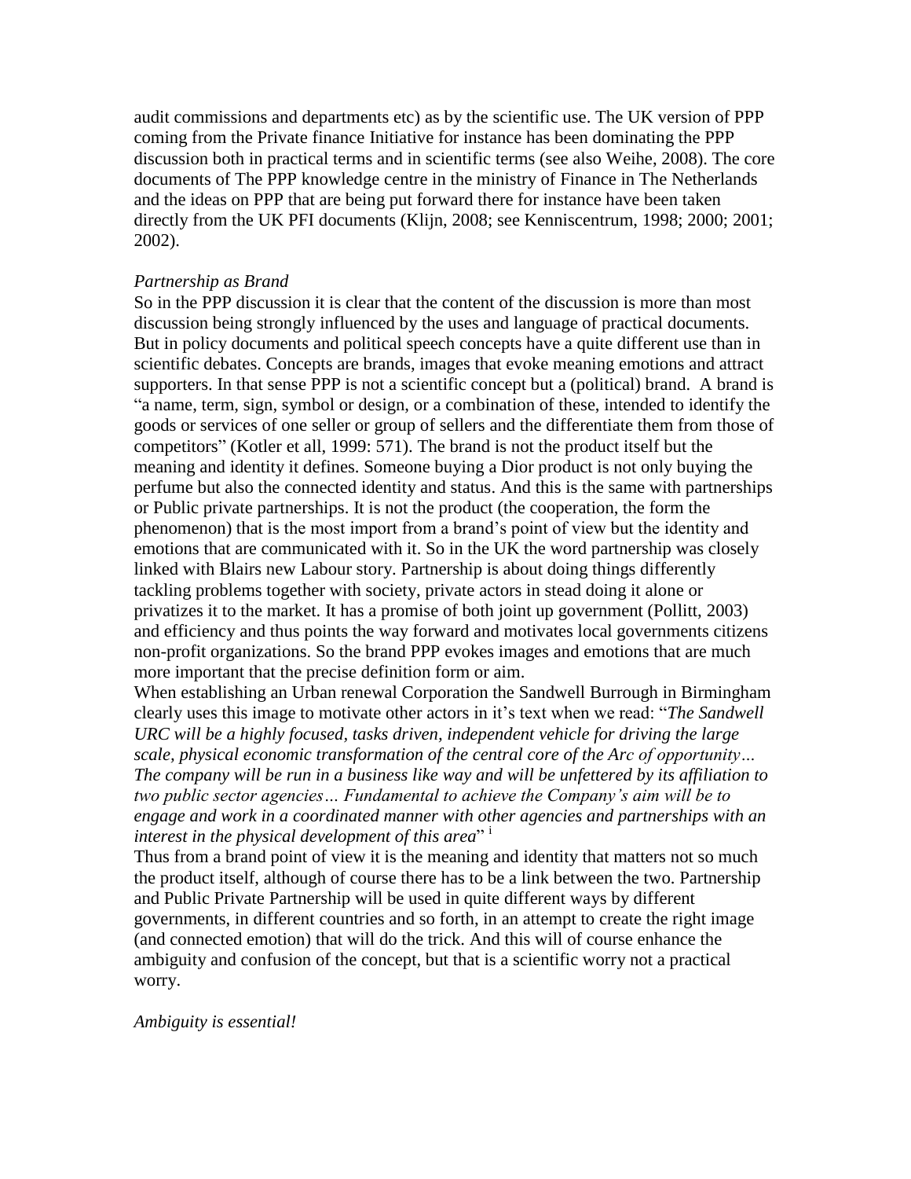audit commissions and departments etc) as by the scientific use. The UK version of PPP coming from the Private finance Initiative for instance has been dominating the PPP discussion both in practical terms and in scientific terms (see also Weihe, 2008). The core documents of The PPP knowledge centre in the ministry of Finance in The Netherlands and the ideas on PPP that are being put forward there for instance have been taken directly from the UK PFI documents (Klijn, 2008; see Kenniscentrum, 1998; 2000; 2001; 2002).

*Partnership as Brand*

So in the PPP discussion it is clear that the content of the discussion is more than most discussion being strongly influenced by the uses and language of practical documents. But in policy documents and political speech concepts have a quite different use than in scientific debates. Concepts are brands, images that evoke meaning emotions and attract supporters. In that sense PPP is not a scientific concept but a (political) brand. A brand is "a name, term, sign, symbol or design, or a combination of these, intended to identify the goods or services of one seller or group of sellers and the differentiate them from those of competitors" (Kotler et all, 1999: 571). The brand is not the product itself but the meaning and identity it defines. Someone buying a Dior product is not only buying the perfume but also the connected identity and status. And this is the same with partnerships or Public private partnerships. It is not the product (the cooperation, the form the phenomenon) that is the most import from a brand's point of view but the identity and emotions that are communicated with it. So in the UK the word partnership was closely linked with Blairs new Labour story. Partnership is about doing things differently tackling problems together with society, private actors in stead doing it alone or privatizes it to the market. It has a promise of both joint up government (Pollitt, 2003) and efficiency and thus points the way forward and motivates local governments citizens non-profit organizations. So the brand PPP evokes images and emotions that are much more important that the precise definition form or aim.

When establishing an Urban renewal Corporation the Sandwell Burrough in Birmingham clearly uses this image to motivate other actors in it's text when we read: "*The Sandwell URC will be a highly focused, tasks driven, independent vehicle for driving the large scale, physical economic transformation of the central core of the Arc of opportunity… The company will be run in a business like way and will be unfettered by its affiliation to two public sector agencies… Fundamental to achieve the Company's aim will be to engage and work in a coordinated manner with other agencies and partnerships with an interest in the physical development of this area*" [i]

Thus from a brand point of view it is the meaning and identity that matters not so much the product itself, alhough of course there has to be a link between the two. Partnership and Public Private Partnership will be used in quite different ways by different governments, in different countries and so forth, in an attempt to create the right image (and connected emotion) that will do the trick. And this will of course enhance the ambiguity and confusion of the concept, but that is a scientific worry not a practical worry.

*Ambiguity is essential!*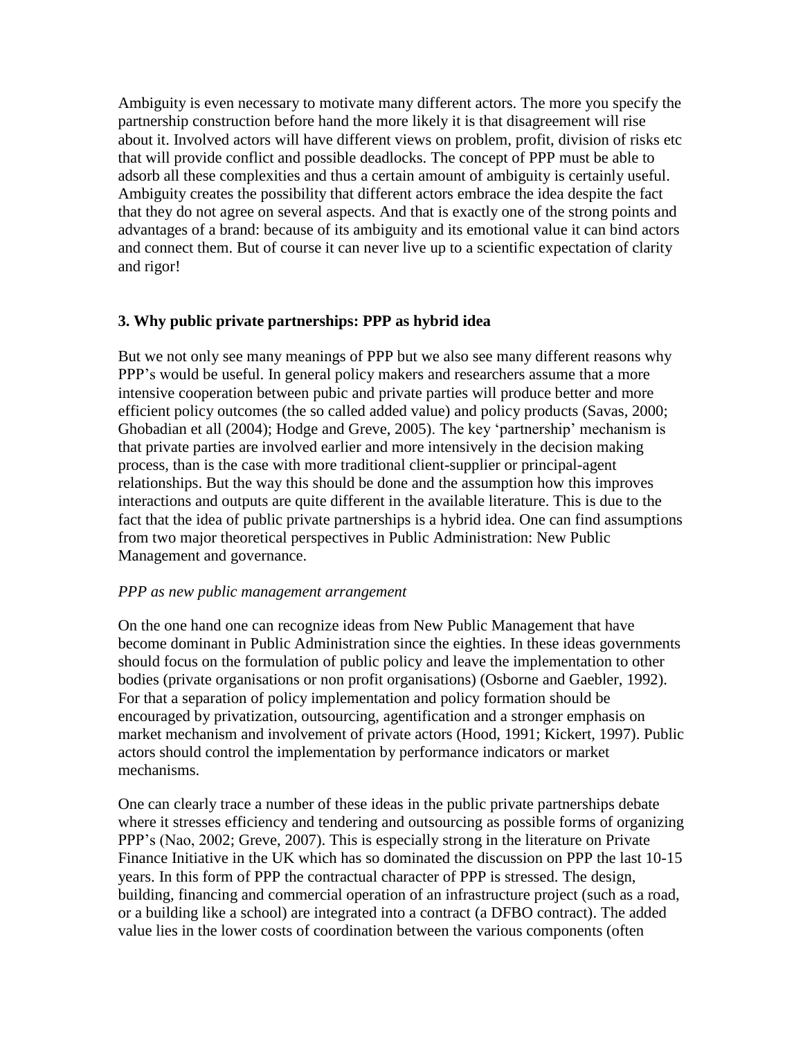Ambiguity is even necessary to motivate many different actors. The more you specify the partnership construction before hand the more likely it is that disagreement will rise about it. Involved actors will have different views on problem, profit, division of risks etc that will provide conflict and possible deadlocks. The concept of PPP must be able to adsorb all these complexities and thus a certain amount of ambiguity is certainly useful. Ambiguity creates the possibility that different actors embrace the idea despite the fact that they do not agree on several aspects. And that is exactly one of the strong points and advantages of a brand: because of its ambiguity and its emotional value it can bind actors and connect them. But of course it can never live up to a scientific expectation of clarity and rigor!

## 3. Why public private partnerships: PPP as hybrid idea

But we not only see many meanings of PPP but we also see many different reasons why PPP's would be useful. In general policy makers and researchers assume that a more intensive cooperation between pubic and private parties will produce better and more efficient policy outcomes (the so called added value) and policy products (Savas, 2000; Ghobadian et all (2004); Hodge and Greve, 2005). The key 'partnership' mechanism is that private parties are involved earlier and more intensively in the decision making process, than is the case with more traditional client-supplier or principal-agent relationships. But the way this should be done and the assumption how this improves interactions and outputs are quite different in the available literature. This is due to the fact that the idea of public private partnerships is a hybrid idea. One can find assumptions from two major theoretical perspectives in Public Administration: New Public Management and governance.

*PPP as new public management arrangement*

On the one hand one can recognize ideas from New Public Management that have become dominant in Public Administration since the eighties. In these ideas governments should focus on the formulation of public policy and leave the implementation to other bodies (private organisations or non profit organisations) (Osborne and Gaebler, 1992). For that a separation of policy implementation and policy formation should be encouraged by privatization, outsourcing, agentification and a stronger emphasis on market mechanism and involvement of private actors (Hood, 1991; Kickert, 1997). Public actors should control the implementation by performance indicators or market mechanisms.

One can clearly trace a number of these ideas in the public private partnerships debate where it stresses efficiency and tendering and outsourcing as possible forms of organizing PPP's (Nao, 2002; Greve, 2007). This is especially strong in the literature on Private Finance Initiative in the UK which has so dominated the discussion on PPP the last 10-15 years. In this form of PPP the contractual character of PPP is stressed. The design, building, financing and commercial operation of an infrastructure project (such as a road, or a building like a school) are integrated into a contract (a DFBO contract). The added value lies in the lower costs of coordination between the various components (often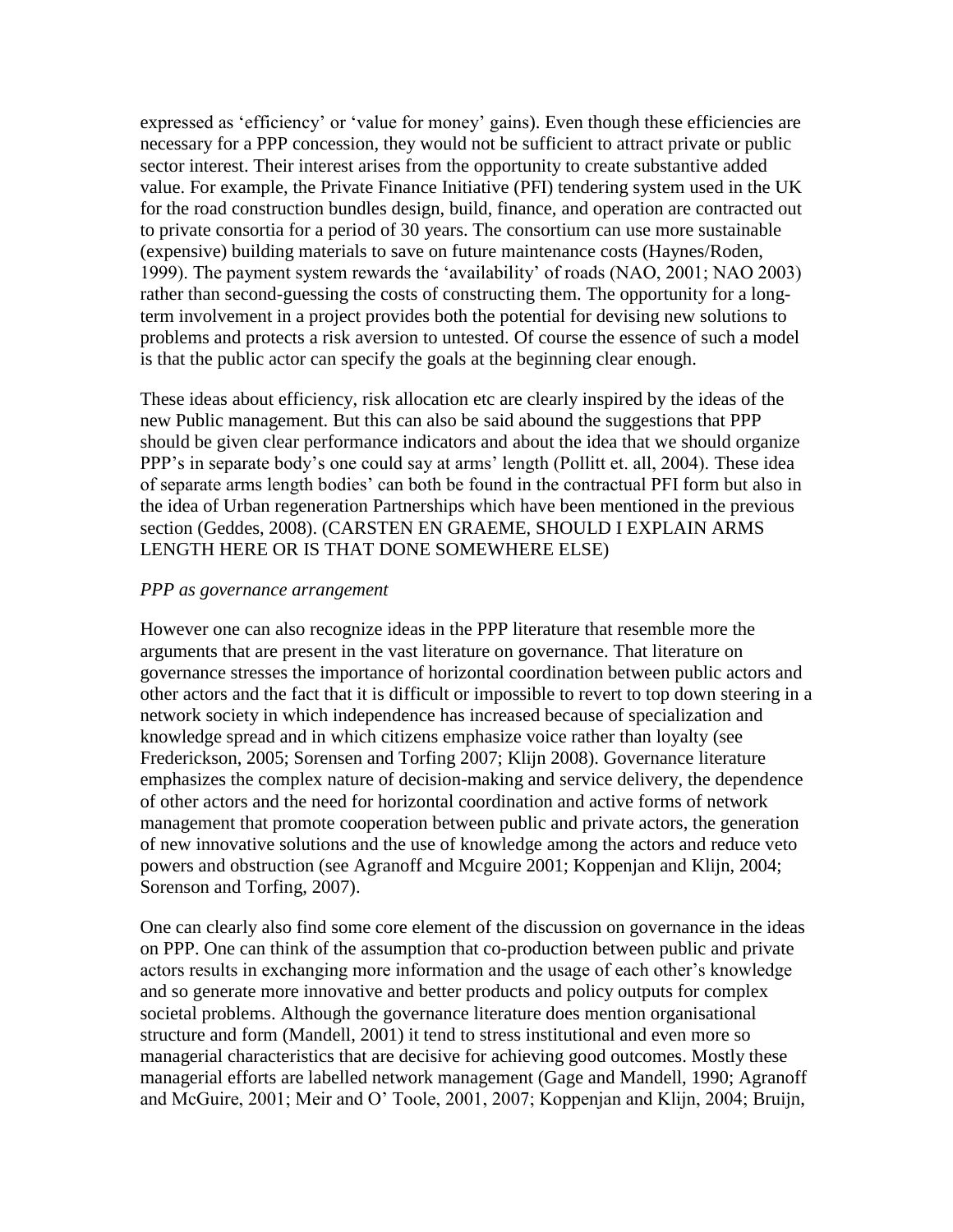expressed as 'efficiency' or 'value for money' gains). Even though these efficiencies are necessary for a PPP concession, they would not be sufficient to attract private or public sector interest. Their interest arises from the opportunity to create substantive added value. For example, the Private Finance Initiative (PFI) tendering system used in the UK for the road construction bundles design, build, finance, and operation are contracted out to private consortia for a period of 30 years. The consortium can use more sustainable (expensive) building materials to save on future maintenance costs (Haynes/Roden, 1999). The payment system rewards the 'availability' of roads (NAO, 2001; NAO 2003) rather than second-guessing the costs of constructing them. The opportunity for a long-term involvement in a project provides both the potential for devising new solutions to problems and protects a risk aversion to untested. Of course the essence of such a model is that the public actor can specify the goals at the beginning clear enough.

These ideas about efficiency, risk allocation etc are clearly inspired by the ideas of the new Public management. But this can also be said abound the suggestions that PPP should be given clear performance indicators and about the idea that we should organize PPP's in separate body's one could say at arms' length (Pollitt et. all, 2004). These idea of separate arms length bodies' can both be found in the contractual PFI form but also in the idea of Urban regeneration Partnerships which have been mentioned in the previous section (Geddes, 2008). (CARSTEN EN GRAEME, SHOULD I EXPLAIN ARMS LENGTH HERE OR IS THAT DONE SOMEWHERE ELSE)

*PPP as governance arrangement*

However one can also recognize ideas in the PPP literature that resemble more the arguments that are present in the vast literature on governance. That literature on governance stresses the importance of horizontal coordination between public actors and other actors and the fact that it is difficult or impossible to revert to top down steering in a network society in which independence has increased because of specialization and knowledge spread and in which citizens emphasize voice rather than loyalty (see Frederickson, 2005; Sorensen and Torfing 2007; Klijn 2008). Governance literature emphasizes the complex nature of decision-making and service delivery, the dependence of other actors and the need for horizontal coordination and active forms of network management that promote cooperation between public and private actors, the generation of new innovative solutions and the use of knowledge among the actors and reduce veto powers and obstruction (see Agranoff and Mcguire 2001; Koppenjan and Klijn, 2004; Sorenson and Torfing, 2007).

One can clearly also find some core element of the discussion on governance in the ideas on PPP. One can think of the assumption that co-production between public and private actors results in exchanging more information and the usage of each other's knowledge and so generate more innovative and better products and policy outputs for complex societal problems. Although the governance literature does mention organisational structure and form (Mandell, 2001) it tend to stress institutional and even more so managerial characteristics that are decisive for achieving good outcomes. Mostly these managerial efforts are labelled network management (Gage and Mandell, 1990; Agranoff and McGuire, 2001; Meir and O' Toole, 2001, 2007; Koppenjan and Klijn, 2004; Bruijn,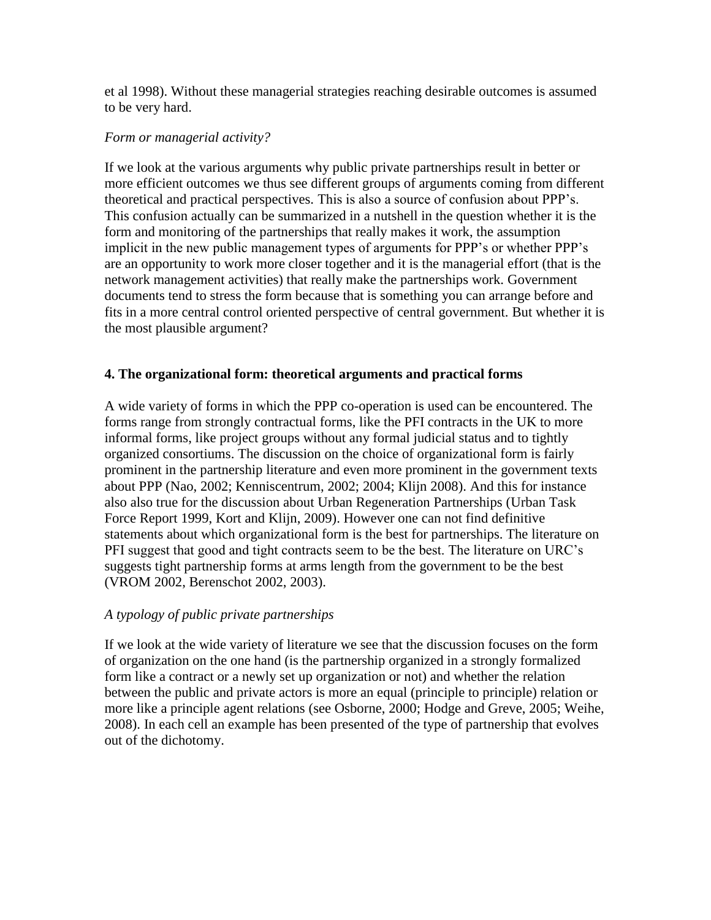et al 1998). Without these managerial strategies reaching desirable outcomes is assumed to be very hard.

*Form or managerial activity?*

If we look at the various arguments why public private partnerships result in better or more efficient outcomes we thus see different groups of arguments coming from different theoretical and practical perspectives. This is also a source of confusion about PPP's. This confusion actually can be summarized in a nutshell in the question whether it is the form and monitoring of the partnerships that really makes it work, the assumption implicit in the new public management types of arguments for PPP's or whether PPP's are an opportunity to work more closer together and it is the managerial effort (that is the network management activities) that really make the partnerships work. Government documents tend to stress the form because that is something you can arrange before and fits in a more central control oriented perspective of central government. But whether it is the most plausible argument?

## 4. The organizational form: theoretical arguments and practical forms

A wide variety of forms in which the PPP co-operation is used can be encountered. The forms range from strongly contractual forms, like the PFI contracts in the UK to more informal forms, like project groups without any formal judicial status and to tightly organized consortiums. The discussion on the choice of organizational form is fairly prominent in the partnership literature and even more prominent in the government texts about PPP (Nao, 2002; Kenniscentrum, 2002; 2004; Klijn 2008). And this for instance also also true for the discussion about Urban Regeneration Partnerships (Urban Task Force Report 1999, Kort and Klijn, 2009). However one can not find definitive statements about which organizational form is the best for partnerships. The literature on PFI suggest that good and tight contracts seem to be the best. The literature on URC's suggests tight partnership forms at arms length from the government to be the best (VROM 2002, Berenschot 2002, 2003).

*A typology of public private partnerships*

If we look at the wide variety of literature we see that the discussion focuses on the form of organization on the one hand (is the partnership organized in a strongly formalized form like a contract or a newly set up organization or not) and whether the relation between the public and private actors is more an equal (principle to principle) relation or more like a principle agent relations (see Osborne, 2000; Hodge and Greve, 2005; Weihe, 2008). In each cell an example has been presented of the type of partnership that evolves out of the dichotomy.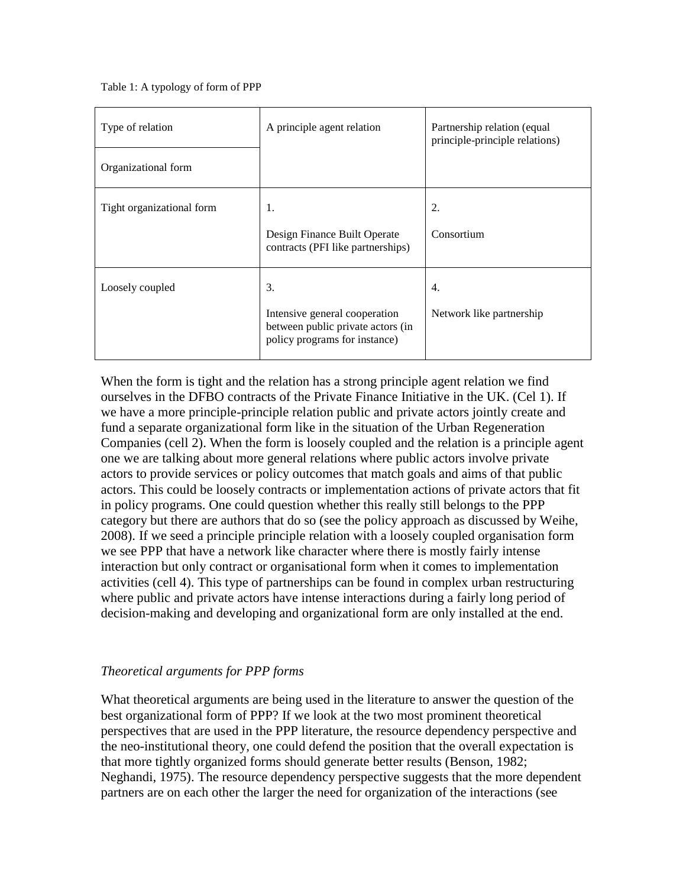Table 1: A typology of form of PPP

| Type of relation / Organizational form | A principle agent relation | Partnership relation (equal principle-principle relations) |
|---|---|---|
| Tight organizational form | 1. Design Finance Built Operate contracts (PFI like partnerships) | 2. Consortium |
| Loosely coupled | 3. Intensive general cooperation between public private actors (in policy programs for instance) | 4. Network like partnership |

When the form is tight and the relation has a strong principle agent relation we find ourselves in the DFBO contracts of the Private Finance Initiative in the UK. (Cel 1). If we have a more principle-principle relation public and private actors jointly create and fund a separate organizational form like in the situation of the Urban Regeneration Companies (cell 2). When the form is loosely coupled and the relation is a principle agent one we are talking about more general relations where public actors involve private actors to provide services or policy outcomes that match goals and aims of that public actors. This could be loosely contracts or implementation actions of private actors that fit in policy programs. One could question whether this really still belongs to the PPP category but there are authors that do so (see the policy approach as discussed by Weihe, 2008). If we seed a principle principle relation with a loosely coupled organisation form we see PPP that have a network like character where there is mostly fairly intense interaction but only contract or organisational form when it comes to implementation activities (cell 4). This type of partnerships can be found in complex urban restructuring where public and private actors have intense interactions during a fairly long period of decision-making and developing and organizational form are only installed at the end.

*Theoretical arguments for PPP forms*

What theoretical arguments are being used in the literature to answer the question of the best organizational form of PPP? If we look at the two most prominent theoretical perspectives that are used in the PPP literature, the resource dependency perspective and the neo-institutional theory, one could defend the position that the overall expectation is that more tightly organized forms should generate better results (Benson, 1982; Neghandi, 1975). The resource dependency perspective suggests that the more dependent partners are on each other the larger the need for organization of the interactions (see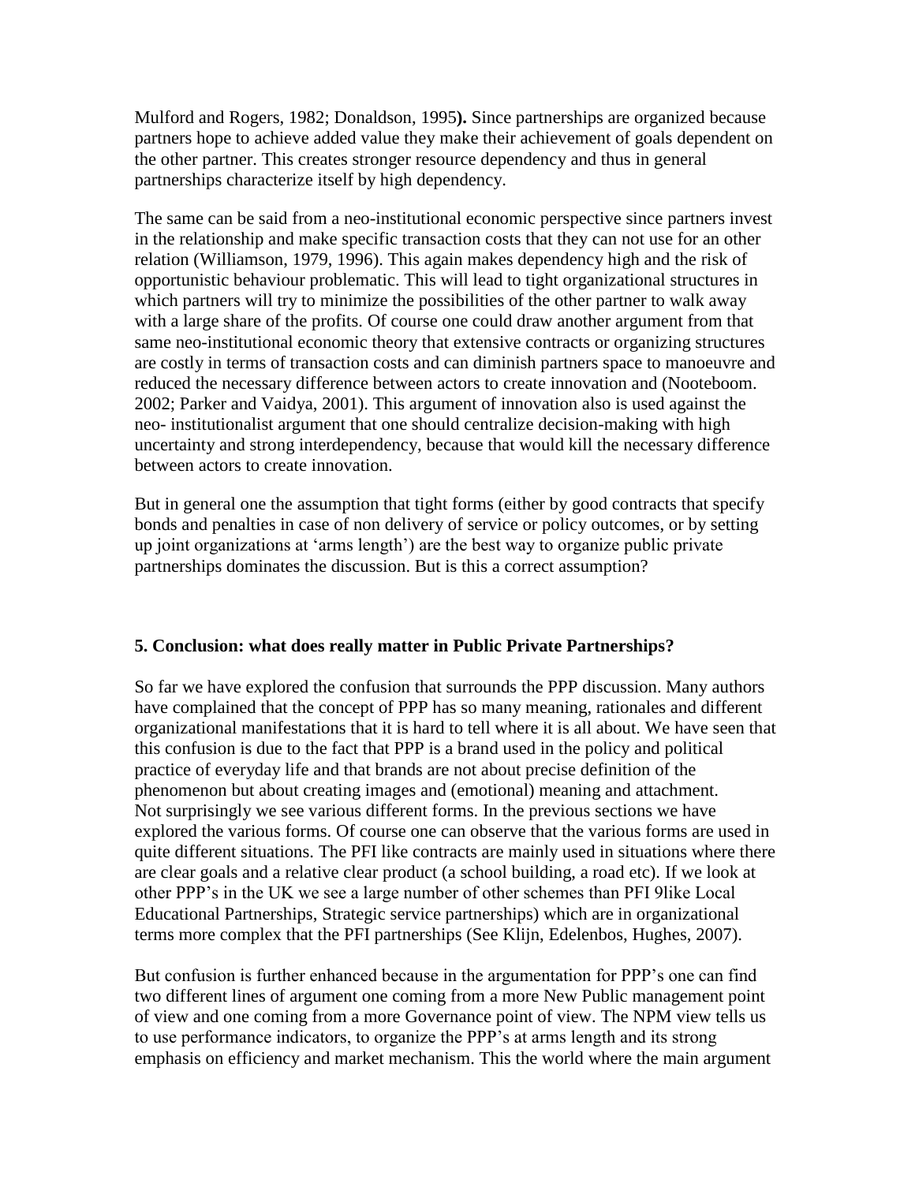Mulford and Rogers, 1982; Donaldson, 1995**).** Since partnerships are organized because partners hope to achieve added value they make their achievement of goals dependent on the other partner. This creates stronger resource dependency and thus in general partnerships characterize itself by high dependency.

The same can be said from a neo-institutional economic perspective since partners invest in the relationship and make specific transaction costs that they can not use for an other relation (Williamson, 1979, 1996). This again makes dependency high and the risk of opportunistic behaviour problematic. This will lead to tight organizational structures in which partners will try to minimize the possibilities of the other partner to walk away with a large share of the profits. Of course one could draw another argument from that same neo-institutional economic theory that extensive contracts or organizing structures are costly in terms of transaction costs and can diminish partners space to manoeuvre and reduced the necessary difference between actors to create innovation and (Nooteboom. 2002; Parker and Vaidya, 2001). This argument of innovation also is used against the neo- institutionalist argument that one should centralize decision-making with high uncertainty and strong interdependency, because that would kill the necessary difference between actors to create innovation.

But in general one the assumption that tight forms (either by good contracts that specify bonds and penalties in case of non delivery of service or policy outcomes, or by setting up joint organizations at 'arms length') are the best way to organize public private partnerships dominates the discussion. But is this a correct assumption?

## 5. Conclusion: what does really matter in Public Private Partnerships?

So far we have explored the confusion that surrounds the PPP discussion. Many authors have complained that the concept of PPP has so many meaning, rationales and different organizational manifestations that it is hard to tell where it is all about. We have seen that this confusion is due to the fact that PPP is a brand used in the policy and political practice of everyday life and that brands are not about precise definition of the phenomenon but about creating images and (emotional) meaning and attachment. Not surprisingly we see various different forms. In the previous sections we have explored the various forms. Of course one can observe that the various forms are used in quite different situations. The PFI like contracts are mainly used in situations where there are clear goals and a relative clear product (a school building, a road etc). If we look at other PPP's in the UK we see a large number of other schemes than PFI 9like Local Educational Partnerships, Strategic service partnerships) which are in organizational terms more complex that the PFI partnerships (See Klijn, Edelenbos, Hughes, 2007).

But confusion is further enhanced because in the argumentation for PPP's one can find two different lines of argument one coming from a more New Public management point of view and one coming from a more Governance point of view. The NPM view tells us to use performance indicators, to organize the PPP's at arms length and its strong emphasis on efficiency and market mechanism. This the world where the main argument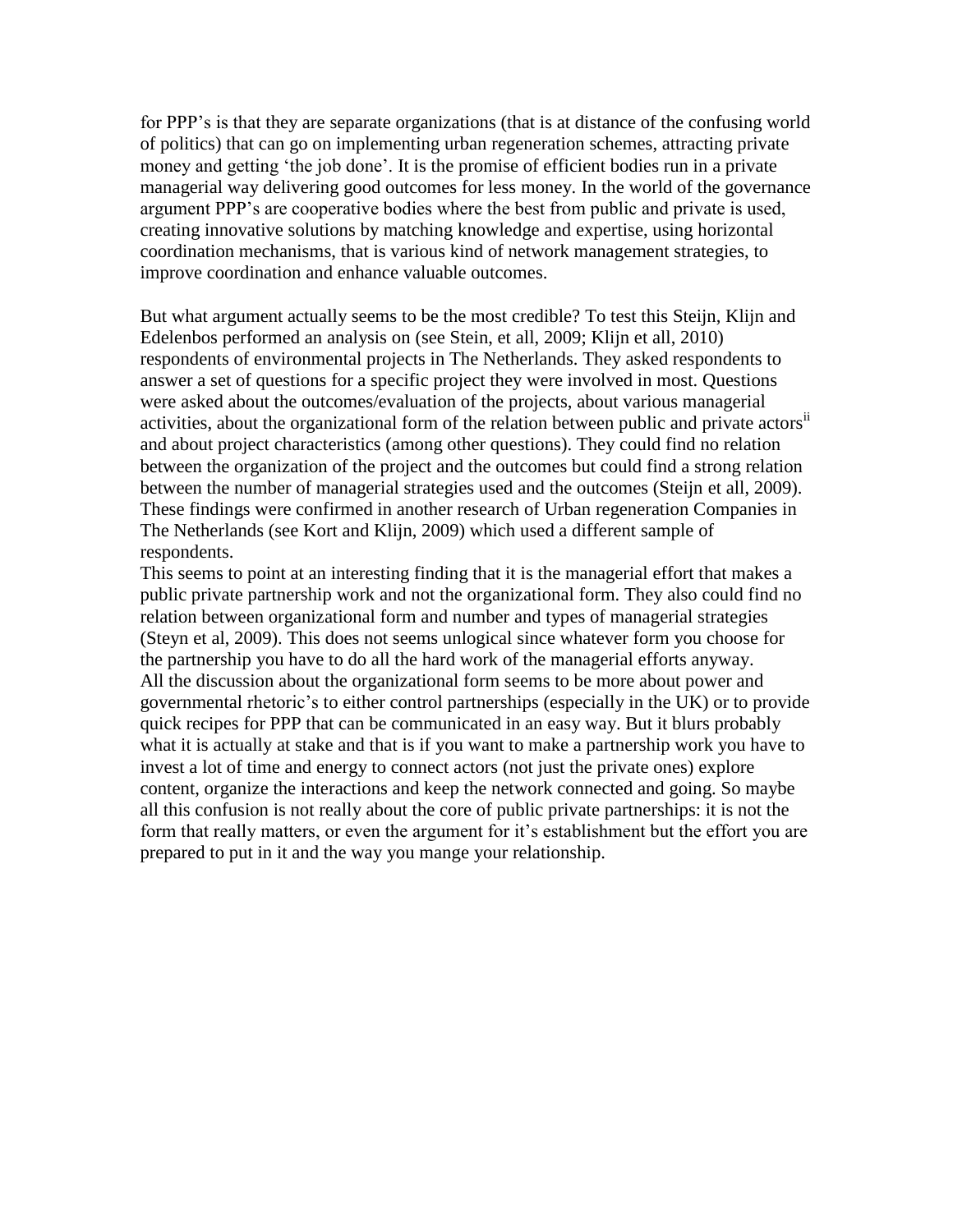for PPP's is that they are separate organizations (that is at distance of the confusing world of politics) that can go on implementing urban regeneration schemes, attracting private money and getting 'the job done'. It is the promise of efficient bodies run in a private managerial way delivering good outcomes for less money. In the world of the governance argument PPP's are cooperative bodies where the best from public and private is used, creating innovative solutions by matching knowledge and expertise, using horizontal coordination mechanisms, that is various kind of network management strategies, to improve coordination and enhance valuable outcomes.

But what argument actually seems to be the most credible? To test this Steijn, Klijn and Edelenbos performed an analysis on (see Stein, et all, 2009; Klijn et all, 2010) respondents of environmental projects in The Netherlands. They asked respondents to answer a set of questions for a specific project they were involved in most. Questions were asked about the outcomes/evaluation of the projects, about various managerial activities, about the organizational form of the relation between public and private actors[ii] and about project characteristics (among other questions). They could find no relation between the organization of the project and the outcomes but could find a strong relation between the number of managerial strategies used and the outcomes (Steijn et all, 2009). These findings were confirmed in another research of Urban regeneration Companies in The Netherlands (see Kort and Klijn, 2009) which used a different sample of respondents.

This seems to point at an interesting finding that it is the managerial effort that makes a public private partnership work and not the organizational form. They also could find no relation between organizational form and number and types of managerial strategies (Steyn et al, 2009). This does not seems unlogical since whatever form you choose for the partnership you have to do all the hard work of the managerial efforts anyway. All the discussion about the organizational form seems to be more about power and governmental rhetoric's to either control partnerships (especially in the UK) or to provide quick recipes for PPP that can be communicated in an easy way. But it blurs probably what it is actually at stake and that is if you want to make a partnership work you have to invest a lot of time and energy to connect actors (not just the private ones) explore content, organize the interactions and keep the network connected and going. So maybe all this confusion is not really about the core of public private partnerships: it is not the form that really matters, or even the argument for it's establishment but the effort you are prepared to put in it and the way you mange your relationship.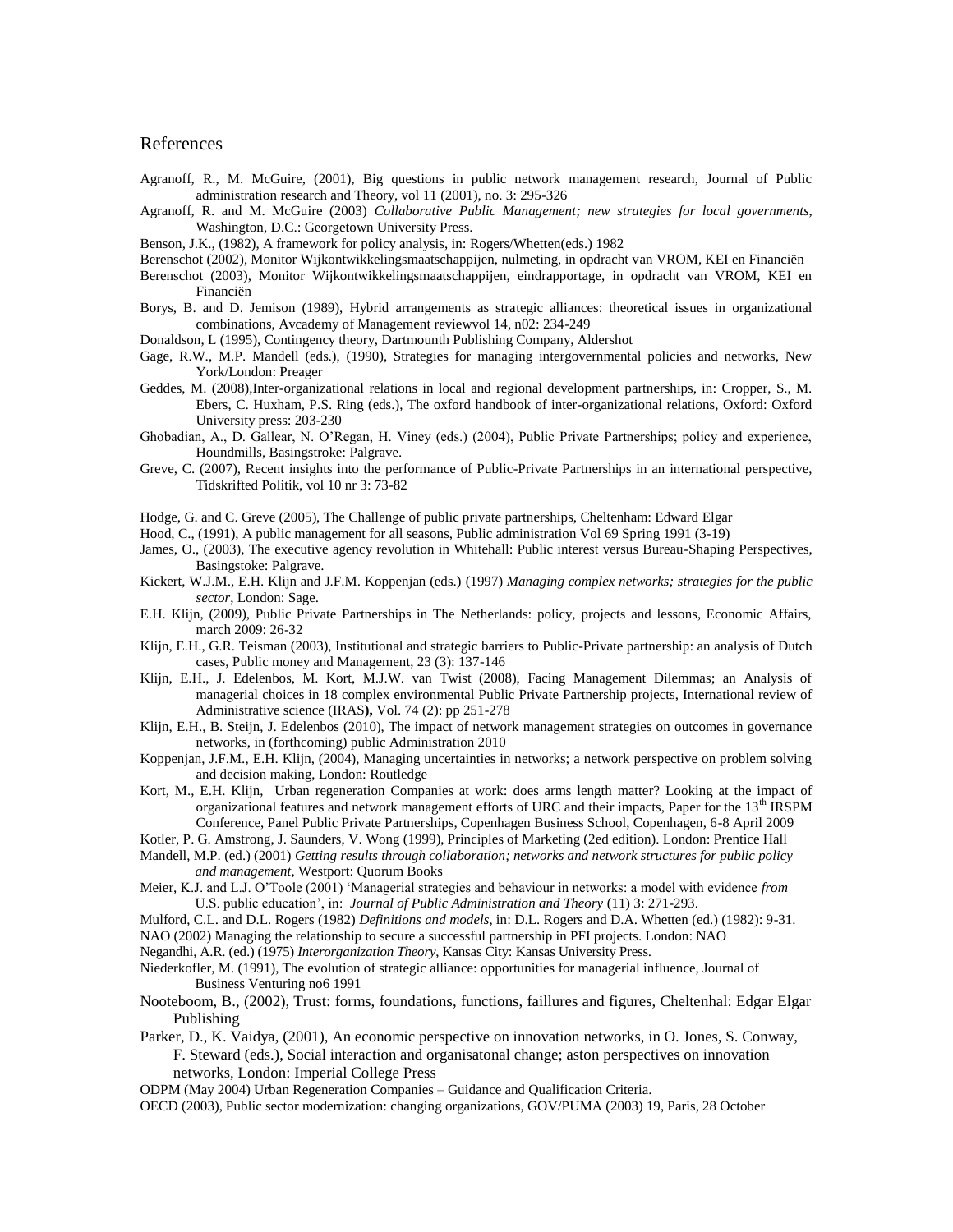# References

Agranoff, R., M. McGuire, (2001), Big questions in public network management research, Journal of Public administration research and Theory, vol 11 (2001), no. 3: 295-326

Agranoff, R. and M. McGuire (2003) *Collaborative Public Management; new strategies for local governments*, Washington, D.C.: Georgetown University Press.

Benson, J.K., (1982), A framework for policy analysis, in: Rogers/Whetten(eds.) 1982

Berenschot (2002), Monitor Wijkontwikkelingsmaatschappijen, nulmeting, in opdracht van VROM, KEI en Financiën

Berenschot (2003), Monitor Wijkontwikkelingsmaatschappijen, eindrapportage, in opdracht van VROM, KEI en Financiën

Borys, B. and D. Jemison (1989), Hybrid arrangements as strategic alliances: theoretical issues in organizational combinations, Avcademy of Management reviewvol 14, n02: 234-249

Donaldson, L (1995), Contingency theory, Dartmounth Publishing Company, Aldershot

Gage, R.W., M.P. Mandell (eds.), (1990), Strategies for managing intergovernmental policies and networks, New York/London: Preager

Geddes, M. (2008),Inter-organizational relations in local and regional development partnerships, in: Cropper, S., M. Ebers, C. Huxham, P.S. Ring (eds.), The oxford handbook of inter-organizational relations, Oxford: Oxford University press: 203-230

Ghobadian, A., D. Gallear, N. O'Regan, H. Viney (eds.) (2004), Public Private Partnerships; policy and experience, Houndmills, Basingstroke: Palgrave.

Greve, C. (2007), Recent insights into the performance of Public-Private Partnerships in an international perspective, Tidskriftед Politik, vol 10 nr 3: 73-82

Hodge, G. and C. Greve (2005), The Challenge of public private partnerships, Cheltenham: Edward Elgar

Hood, C., (1991), A public management for all seasons, Public administration Vol 69 Spring 1991 (3-19)

James, O., (2003), The executive agency revolution in Whitehall: Public interest versus Bureau-Shaping Perspectives, Basingstoke: Palgrave.

Kickert, W.J.M., E.H. Klijn and J.F.M. Koppenjan (eds.) (1997) *Managing complex networks; strategies for the public sector*, London: Sage.

E.H. Klijn, (2009), Public Private Partnerships in The Netherlands: policy, projects and lessons, Economic Affairs, march 2009: 26-32

Klijn, E.H., G.R. Teisman (2003), Institutional and strategic barriers to Public-Private partnership: an analysis of Dutch cases, Public money and Management, 23 (3): 137-146

Klijn, E.H., J. Edelenbos, M. Kort, M.J.W. van Twist (2008), Facing Management Dilemmas; an Analysis of managerial choices in 18 complex environmental Public Private Partnership projects, International review of Administrative science (IRAS**)**, Vol. 74 (2): pp 251-278

Klijn, E.H., B. Steijn, J. Edelenbos (2010), The impact of network management strategies on outcomes in governance networks, in (forthcoming) public Administration 2010

Koppenjan, J.F.M., E.H. Klijn, (2004), Managing uncertainties in networks; a network perspective on problem solving and decision making, London: Routledge

Kort, M., E.H. Klijn, Urban regeneration Companies at work: does arms length matter? Looking at the impact of organizational features and network management efforts of URC and their impacts, Paper for the 13th IRSPM Conference, Panel Public Private Partnerships, Copenhagen Business School, Copenhagen, 6-8 April 2009

Kotler, P. G. Amstrong, J. Saunders, V. Wong (1999), Principles of Marketing (2ed edition). London: Prentice Hall

Mandell, M.P. (ed.) (2001) *Getting results through collaboration; networks and network structures for public policy and management*, Westport: Quorum Books

Meier, K.J. and L.J. O'Toole (2001) 'Managerial strategies and behaviour in networks: a model with evidence *from* U.S. public education', in: *Journal of Public Administration and Theory* (11) 3: 271-293.

Mulford, C.L. and D.L. Rogers (1982) *Definitions and models*, in: D.L. Rogers and D.A. Whetten (ed.) (1982): 9-31.

NAO (2002) Managing the relationship to secure a successful partnership in PFI projects. London: NAO

Negandhi, A.R. (ed.) (1975) *Interorganization Theory*, Kansas City: Kansas University Press.

Niederkofler, M. (1991), The evolution of strategic alliance: opportunities for managerial influence, Journal of Business Venturing no6 1991

Nooteboom, B., (2002), Trust: forms, foundations, functions, faillures and figures, Cheltenhal: Edgar Elgar Publishing

Parker, D., K. Vaidya, (2001), An economic perspective on innovation networks, in O. Jones, S. Conway, F. Steward (eds.), Social interaction and organisatonal change; aston perspectives on innovation networks, London: Imperial College Press

ODPM (May 2004) Urban Regeneration Companies – Guidance and Qualification Criteria.

OECD (2003), Public sector modernization: changing organizations, GOV/PUMA (2003) 19, Paris, 28 October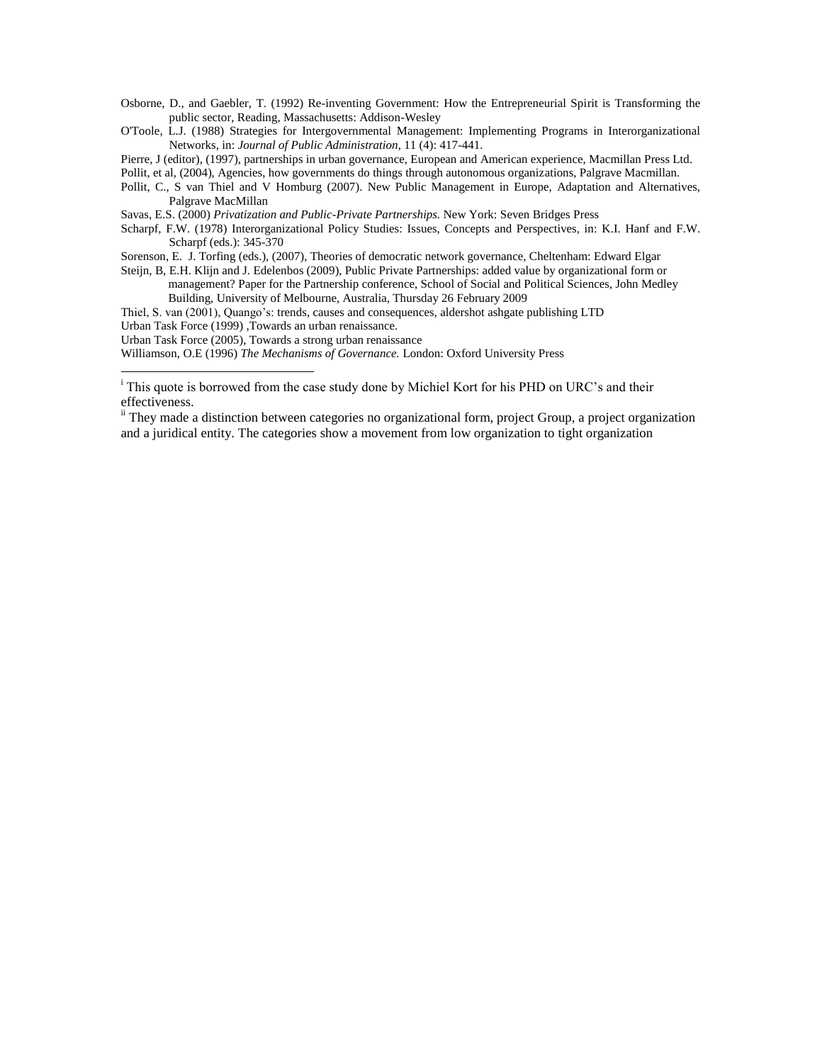Osborne, D., and Gaebler, T. (1992) Re-inventing Government: How the Entrepreneurial Spirit is Transforming the public sector, Reading, Massachusetts: Addison-Wesley

O'Toole, L.J. (1988) Strategies for Intergovernmental Management: Implementing Programs in Interorganizational Networks, in: *Journal of Public Administration*, 11 (4): 417-441.

Pierre, J (editor), (1997), partnerships in urban governance, European and American experience, Macmillan Press Ltd.

Pollit, et al, (2004), Agencies, how governments do things through autonomous organizations, Palgrave Macmillan.

Pollit, C., S van Thiel and V Homburg (2007). New Public Management in Europe, Adaptation and Alternatives, Palgrave MacMillan

Savas, E.S. (2000) *Privatization and Public-Private Partnerships.* New York: Seven Bridges Press

Scharpf, F.W. (1978) Interorganizational Policy Studies: Issues, Concepts and Perspectives, in: K.I. Hanf and F.W. Scharpf (eds.): 345-370

Sorenson, E. J. Torfing (eds.), (2007), Theories of democratic network governance, Cheltenham: Edward Elgar

Steijn, B, E.H. Klijn and J. Edelenbos (2009), Public Private Partnerships: added value by organizational form or management? Paper for the Partnership conference, School of Social and Political Sciences, John Medley Building, University of Melbourne, Australia, Thursday 26 February 2009

Thiel, S. van (2001), Quango's: trends, causes and consequences, aldershot ashgate publishing LTD

Urban Task Force (1999) ,Towards an urban renaissance.

Urban Task Force (2005), Towards a strong urban renaissance

Williamson, O.E (1996) *The Mechanisms of Governance.* London: Oxford University Press

---

[i] This quote is borrowed from the case study done by Michiel Kort for his PHD on URC's and their effectiveness.

[ii] They made a distinction between categories no organizational form, project Group, a project organization and a juridical entity. The categories show a movement from low organization to tight organization